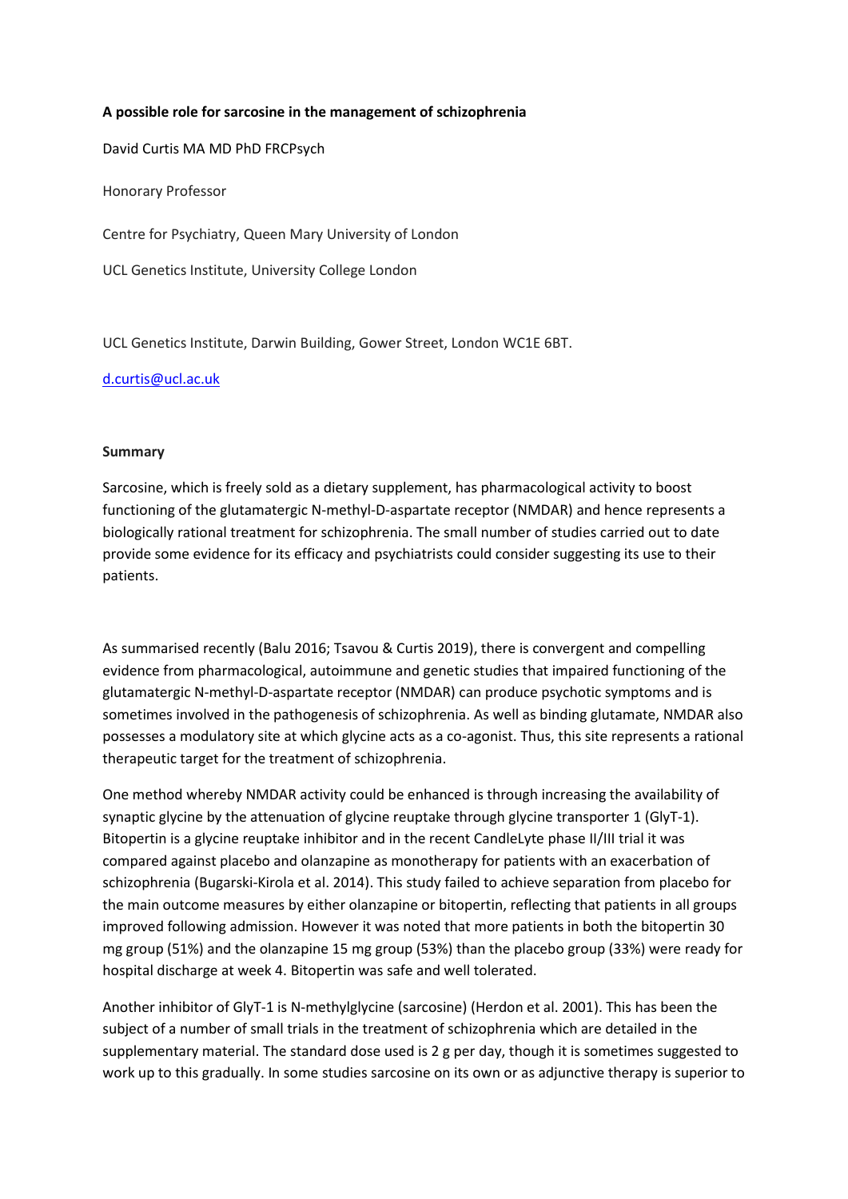**A possible role for sarcosine in the management of schizophrenia**

David Curtis MA MD PhD FRCPsych

Honorary Professor

Centre for Psychiatry, Queen Mary University of London

UCL Genetics Institute, University College London

UCL Genetics Institute, Darwin Building, Gower Street, London WC1E 6BT.

d.curtis@ucl.ac.uk

**Summary**

Sarcosine, which is freely sold as a dietary supplement, has pharmacological activity to boost functioning of the glutamatergic N-methyl-D-aspartate receptor (NMDAR) and hence represents a biologically rational treatment for schizophrenia. The small number of studies carried out to date provide some evidence for its efficacy and psychiatrists could consider suggesting its use to their patients.

As summarised recently (Balu 2016; Tsavou & Curtis 2019), there is convergent and compelling evidence from pharmacological, autoimmune and genetic studies that impaired functioning of the glutamatergic N-methyl-D-aspartate receptor (NMDAR) can produce psychotic symptoms and is sometimes involved in the pathogenesis of schizophrenia. As well as binding glutamate, NMDAR also possesses a modulatory site at which glycine acts as a co-agonist. Thus, this site represents a rational therapeutic target for the treatment of schizophrenia.

One method whereby NMDAR activity could be enhanced is through increasing the availability of synaptic glycine by the attenuation of glycine reuptake through glycine transporter 1 (GlyT-1). Bitopertin is a glycine reuptake inhibitor and in the recent CandleLyte phase II/III trial it was compared against placebo and olanzapine as monotherapy for patients with an exacerbation of schizophrenia (Bugarski-Kirola et al. 2014). This study failed to achieve separation from placebo for the main outcome measures by either olanzapine or bitopertin, reflecting that patients in all groups improved following admission. However it was noted that more patients in both the bitopertin 30 mg group (51%) and the olanzapine 15 mg group (53%) than the placebo group (33%) were ready for hospital discharge at week 4. Bitopertin was safe and well tolerated.

Another inhibitor of GlyT-1 is N-methylglycine (sarcosine) (Herdon et al. 2001). This has been the subject of a number of small trials in the treatment of schizophrenia which are detailed in the supplementary material. The standard dose used is 2 g per day, though it is sometimes suggested to work up to this gradually. In some studies sarcosine on its own or as adjunctive therapy is superior to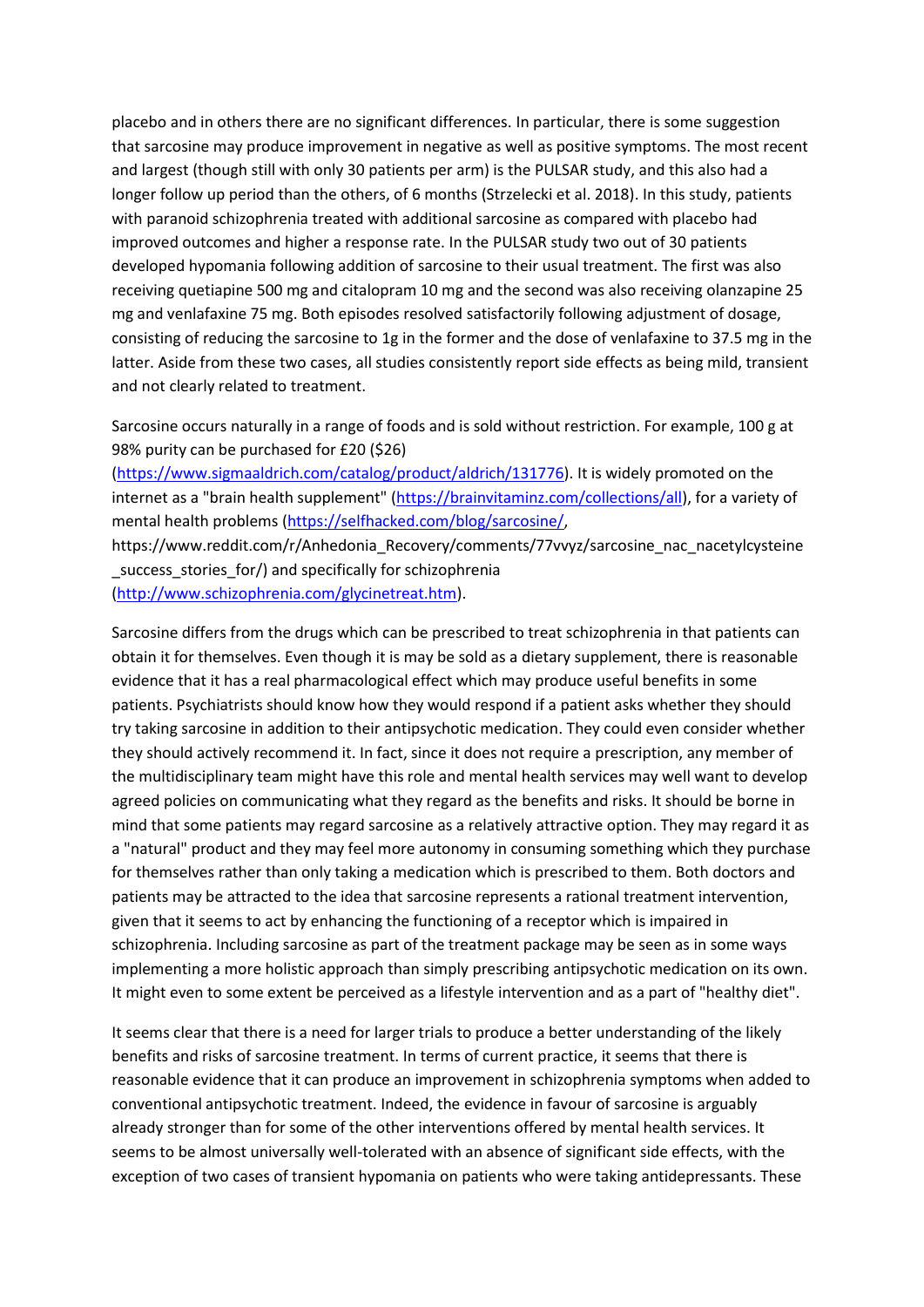placebo and in others there are no significant differences. In particular, there is some suggestion that sarcosine may produce improvement in negative as well as positive symptoms. The most recent and largest (though still with only 30 patients per arm) is the PULSAR study, and this also had a longer follow up period than the others, of 6 months (Strzelecki et al. 2018). In this study, patients with paranoid schizophrenia treated with additional sarcosine as compared with placebo had improved outcomes and higher a response rate. In the PULSAR study two out of 30 patients developed hypomania following addition of sarcosine to their usual treatment. The first was also receiving quetiapine 500 mg and citalopram 10 mg and the second was also receiving olanzapine 25 mg and venlafaxine 75 mg. Both episodes resolved satisfactorily following adjustment of dosage, consisting of reducing the sarcosine to 1g in the former and the dose of venlafaxine to 37.5 mg in the latter. Aside from these two cases, all studies consistently report side effects as being mild, transient and not clearly related to treatment.

Sarcosine occurs naturally in a range of foods and is sold without restriction. For example, 100 g at 98% purity can be purchased for £20 ($26) (https://www.sigmaaldrich.com/catalog/product/aldrich/131776). It is widely promoted on the internet as a "brain health supplement" (https://brainvitaminz.com/collections/all), for a variety of mental health problems (https://selfhacked.com/blog/sarcosine/, https://www.reddit.com/r/Anhedonia_Recovery/comments/77vvyz/sarcosine_nac_nacetylcysteine_success_stories_for/) and specifically for schizophrenia (http://www.schizophrenia.com/glycinetreat.htm).

Sarcosine differs from the drugs which can be prescribed to treat schizophrenia in that patients can obtain it for themselves. Even though it is may be sold as a dietary supplement, there is reasonable evidence that it has a real pharmacological effect which may produce useful benefits in some patients. Psychiatrists should know how they would respond if a patient asks whether they should try taking sarcosine in addition to their antipsychotic medication. They could even consider whether they should actively recommend it. In fact, since it does not require a prescription, any member of the multidisciplinary team might have this role and mental health services may well want to develop agreed policies on communicating what they regard as the benefits and risks. It should be borne in mind that some patients may regard sarcosine as a relatively attractive option. They may regard it as a "natural" product and they may feel more autonomy in consuming something which they purchase for themselves rather than only taking a medication which is prescribed to them. Both doctors and patients may be attracted to the idea that sarcosine represents a rational treatment intervention, given that it seems to act by enhancing the functioning of a receptor which is impaired in schizophrenia. Including sarcosine as part of the treatment package may be seen as in some ways implementing a more holistic approach than simply prescribing antipsychotic medication on its own. It might even to some extent be perceived as a lifestyle intervention and as a part of "healthy diet".

It seems clear that there is a need for larger trials to produce a better understanding of the likely benefits and risks of sarcosine treatment. In terms of current practice, it seems that there is reasonable evidence that it can produce an improvement in schizophrenia symptoms when added to conventional antipsychotic treatment. Indeed, the evidence in favour of sarcosine is arguably already stronger than for some of the other interventions offered by mental health services. It seems to be almost universally well-tolerated with an absence of significant side effects, with the exception of two cases of transient hypomania on patients who were taking antidepressants. These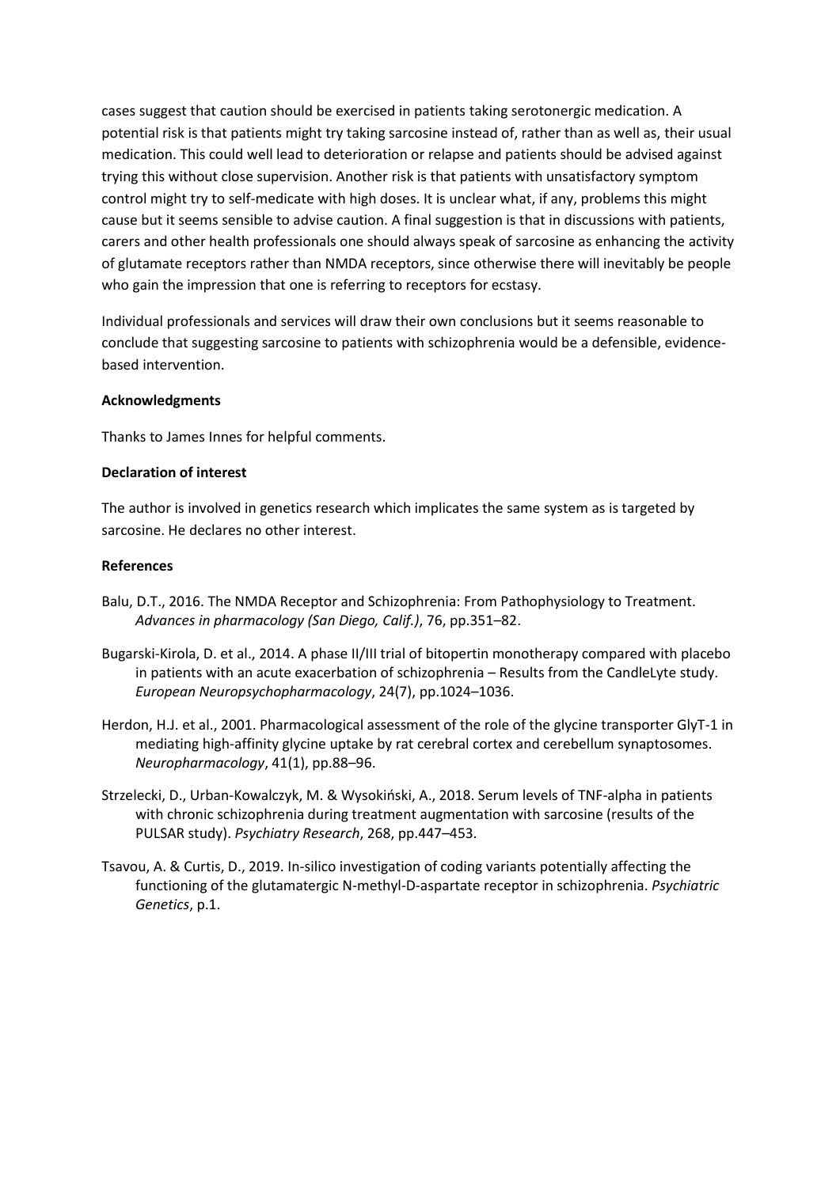cases suggest that caution should be exercised in patients taking serotonergic medication. A potential risk is that patients might try taking sarcosine instead of, rather than as well as, their usual medication. This could well lead to deterioration or relapse and patients should be advised against trying this without close supervision. Another risk is that patients with unsatisfactory symptom control might try to self-medicate with high doses. It is unclear what, if any, problems this might cause but it seems sensible to advise caution. A final suggestion is that in discussions with patients, carers and other health professionals one should always speak of sarcosine as enhancing the activity of glutamate receptors rather than NMDA receptors, since otherwise there will inevitably be people who gain the impression that one is referring to receptors for ecstasy.

Individual professionals and services will draw their own conclusions but it seems reasonable to conclude that suggesting sarcosine to patients with schizophrenia would be a defensible, evidence-based intervention.

**Acknowledgments**

Thanks to James Innes for helpful comments.

**Declaration of interest**

The author is involved in genetics research which implicates the same system as is targeted by sarcosine. He declares no other interest.

**References**

Balu, D.T., 2016. The NMDA Receptor and Schizophrenia: From Pathophysiology to Treatment. *Advances in pharmacology (San Diego, Calif.)*, 76, pp.351–82.

Bugarski-Kirola, D. et al., 2014. A phase II/III trial of bitopertin monotherapy compared with placebo in patients with an acute exacerbation of schizophrenia – Results from the CandleLyte study. *European Neuropsychopharmacology*, 24(7), pp.1024–1036.

Herdon, H.J. et al., 2001. Pharmacological assessment of the role of the glycine transporter GlyT-1 in mediating high-affinity glycine uptake by rat cerebral cortex and cerebellum synaptosomes. *Neuropharmacology*, 41(1), pp.88–96.

Strzelecki, D., Urban-Kowalczyk, M. & Wysokiński, A., 2018. Serum levels of TNF-alpha in patients with chronic schizophrenia during treatment augmentation with sarcosine (results of the PULSAR study). *Psychiatry Research*, 268, pp.447–453.

Tsavou, A. & Curtis, D., 2019. In-silico investigation of coding variants potentially affecting the functioning of the glutamatergic N-methyl-D-aspartate receptor in schizophrenia. *Psychiatric Genetics*, p.1.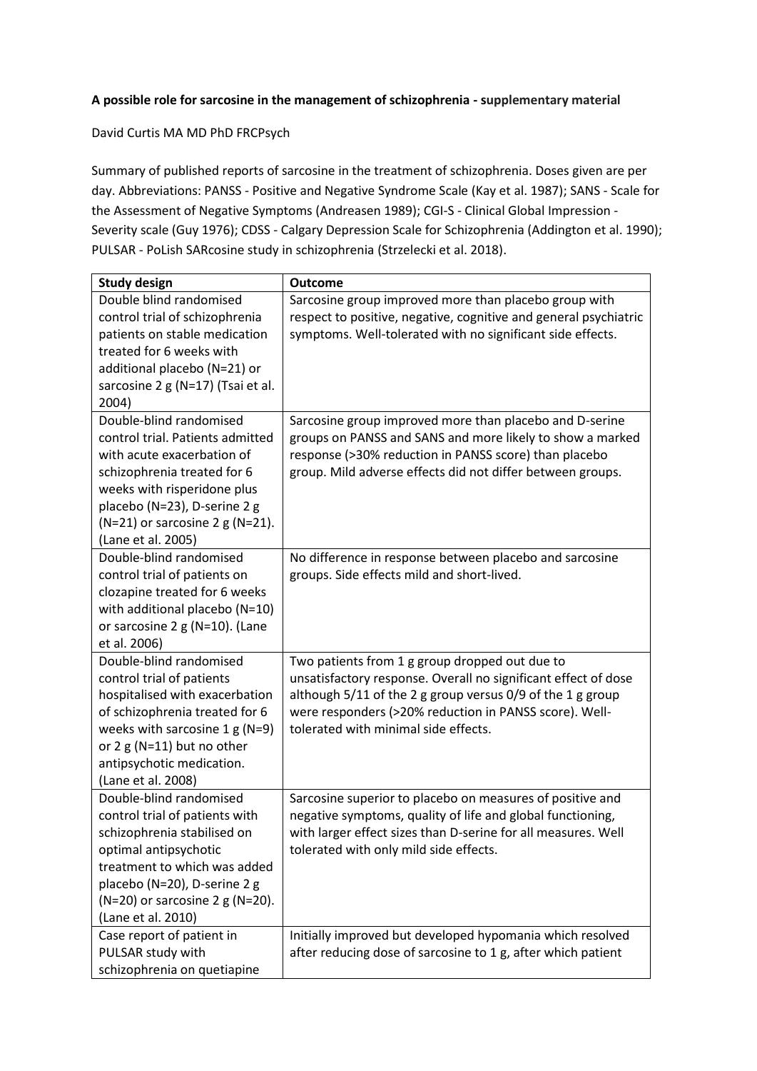**A possible role for sarcosine in the management of schizophrenia - supplementary material**

David Curtis MA MD PhD FRCPsych

Summary of published reports of sarcosine in the treatment of schizophrenia. Doses given are per day. Abbreviations: PANSS - Positive and Negative Syndrome Scale (Kay et al. 1987); SANS - Scale for the Assessment of Negative Symptoms (Andreasen 1989); CGI-S - Clinical Global Impression - Severity scale (Guy 1976); CDSS - Calgary Depression Scale for Schizophrenia (Addington et al. 1990); PULSAR - PoLish SARcosine study in schizophrenia (Strzelecki et al. 2018).

| Study design | Outcome |
|---|---|
| Double blind randomised control trial of schizophrenia patients on stable medication treated for 6 weeks with additional placebo (N=21) or sarcosine 2 g (N=17) (Tsai et al. 2004) | Sarcosine group improved more than placebo group with respect to positive, negative, cognitive and general psychiatric symptoms. Well-tolerated with no significant side effects. |
| Double-blind randomised control trial. Patients admitted with acute exacerbation of schizophrenia treated for 6 weeks with risperidone plus placebo (N=23), D-serine 2 g (N=21) or sarcosine 2 g (N=21). (Lane et al. 2005) | Sarcosine group improved more than placebo and D-serine groups on PANSS and SANS and more likely to show a marked response (>30% reduction in PANSS score) than placebo group. Mild adverse effects did not differ between groups. |
| Double-blind randomised control trial of patients on clozapine treated for 6 weeks with additional placebo (N=10) or sarcosine 2 g (N=10). (Lane et al. 2006) | No difference in response between placebo and sarcosine groups. Side effects mild and short-lived. |
| Double-blind randomised control trial of patients hospitalised with exacerbation of schizophrenia treated for 6 weeks with sarcosine 1 g (N=9) or 2 g (N=11) but no other antipsychotic medication. (Lane et al. 2008) | Two patients from 1 g group dropped out due to unsatisfactory response. Overall no significant effect of dose although 5/11 of the 2 g group versus 0/9 of the 1 g group were responders (>20% reduction in PANSS score). Well-tolerated with minimal side effects. |
| Double-blind randomised control trial of patients with schizophrenia stabilised on optimal antipsychotic treatment to which was added placebo (N=20), D-serine 2 g (N=20) or sarcosine 2 g (N=20). (Lane et al. 2010) | Sarcosine superior to placebo on measures of positive and negative symptoms, quality of life and global functioning, with larger effect sizes than D-serine for all measures. Well tolerated with only mild side effects. |
| Case report of patient in PULSAR study with schizophrenia on quetiapine | Initially improved but developed hypomania which resolved after reducing dose of sarcosine to 1 g, after which patient |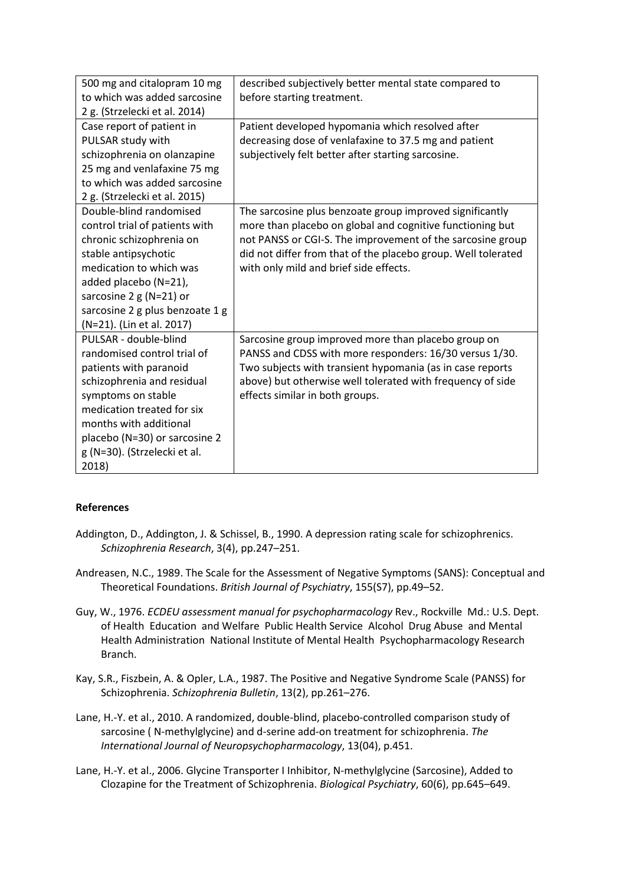| | |
|---|---|
| 500 mg and citalopram 10 mg to which was added sarcosine 2 g. (Strzelecki et al. 2014) | described subjectively better mental state compared to before starting treatment. |
| Case report of patient in PULSAR study with schizophrenia on olanzapine 25 mg and venlafaxine 75 mg to which was added sarcosine 2 g. (Strzelecki et al. 2015) | Patient developed hypomania which resolved after decreasing dose of venlafaxine to 37.5 mg and patient subjectively felt better after starting sarcosine. |
| Double-blind randomised control trial of patients with chronic schizophrenia on stable antipsychotic medication to which was added placebo (N=21), sarcosine 2 g (N=21) or sarcosine 2 g plus benzoate 1 g (N=21). (Lin et al. 2017) | The sarcosine plus benzoate group improved significantly more than placebo on global and cognitive functioning but not PANSS or CGI-S. The improvement of the sarcosine group did not differ from that of the placebo group. Well tolerated with only mild and brief side effects. |
| PULSAR - double-blind randomised control trial of patients with paranoid schizophrenia and residual symptoms on stable medication treated for six months with additional placebo (N=30) or sarcosine 2 g (N=30). (Strzelecki et al. 2018) | Sarcosine group improved more than placebo group on PANSS and CDSS with more responders: 16/30 versus 1/30. Two subjects with transient hypomania (as in case reports above) but otherwise well tolerated with frequency of side effects similar in both groups. |

**References**

Addington, D., Addington, J. & Schissel, B., 1990. A depression rating scale for schizophrenics. *Schizophrenia Research*, 3(4), pp.247–251.

Andreasen, N.C., 1989. The Scale for the Assessment of Negative Symptoms (SANS): Conceptual and Theoretical Foundations. *British Journal of Psychiatry*, 155(S7), pp.49–52.

Guy, W., 1976. *ECDEU assessment manual for psychopharmacology* Rev., Rockville Md.: U.S. Dept. of Health Education and Welfare Public Health Service Alcohol Drug Abuse and Mental Health Administration National Institute of Mental Health Psychopharmacology Research Branch.

Kay, S.R., Fiszbein, A. & Opler, L.A., 1987. The Positive and Negative Syndrome Scale (PANSS) for Schizophrenia. *Schizophrenia Bulletin*, 13(2), pp.261–276.

Lane, H.-Y. et al., 2010. A randomized, double-blind, placebo-controlled comparison study of sarcosine ( N-methylglycine) and d-serine add-on treatment for schizophrenia. *The International Journal of Neuropsychopharmacology*, 13(04), p.451.

Lane, H.-Y. et al., 2006. Glycine Transporter I Inhibitor, N-methylglycine (Sarcosine), Added to Clozapine for the Treatment of Schizophrenia. *Biological Psychiatry*, 60(6), pp.645–649.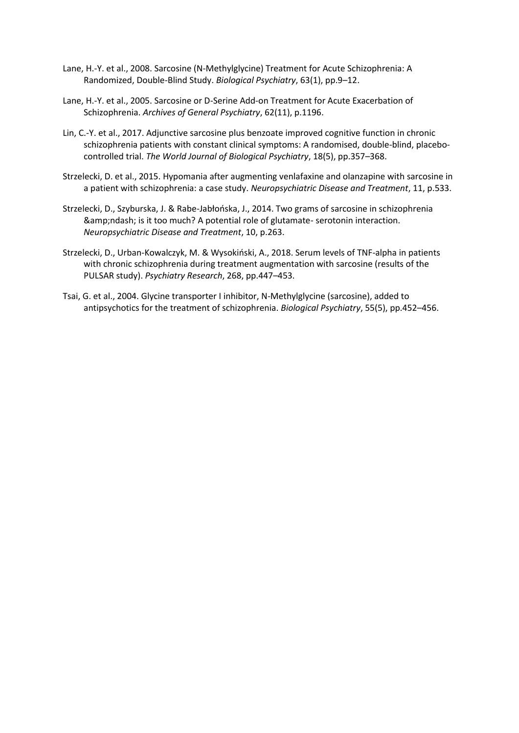Lane, H.-Y. et al., 2008. Sarcosine (N-Methylglycine) Treatment for Acute Schizophrenia: A Randomized, Double-Blind Study. *Biological Psychiatry*, 63(1), pp.9–12.

Lane, H.-Y. et al., 2005. Sarcosine or D-Serine Add-on Treatment for Acute Exacerbation of Schizophrenia. *Archives of General Psychiatry*, 62(11), p.1196.

Lin, C.-Y. et al., 2017. Adjunctive sarcosine plus benzoate improved cognitive function in chronic schizophrenia patients with constant clinical symptoms: A randomised, double-blind, placebo-controlled trial. *The World Journal of Biological Psychiatry*, 18(5), pp.357–368.

Strzelecki, D. et al., 2015. Hypomania after augmenting venlafaxine and olanzapine with sarcosine in a patient with schizophrenia: a case study. *Neuropsychiatric Disease and Treatment*, 11, p.533.

Strzelecki, D., Szyburska, J. & Rabe-Jabłońska, J., 2014. Two grams of sarcosine in schizophrenia &amp;ndash; is it too much? A potential role of glutamate- serotonin interaction. *Neuropsychiatric Disease and Treatment*, 10, p.263.

Strzelecki, D., Urban-Kowalczyk, M. & Wysokiński, A., 2018. Serum levels of TNF-alpha in patients with chronic schizophrenia during treatment augmentation with sarcosine (results of the PULSAR study). *Psychiatry Research*, 268, pp.447–453.

Tsai, G. et al., 2004. Glycine transporter I inhibitor, N-Methylglycine (sarcosine), added to antipsychotics for the treatment of schizophrenia. *Biological Psychiatry*, 55(5), pp.452–456.